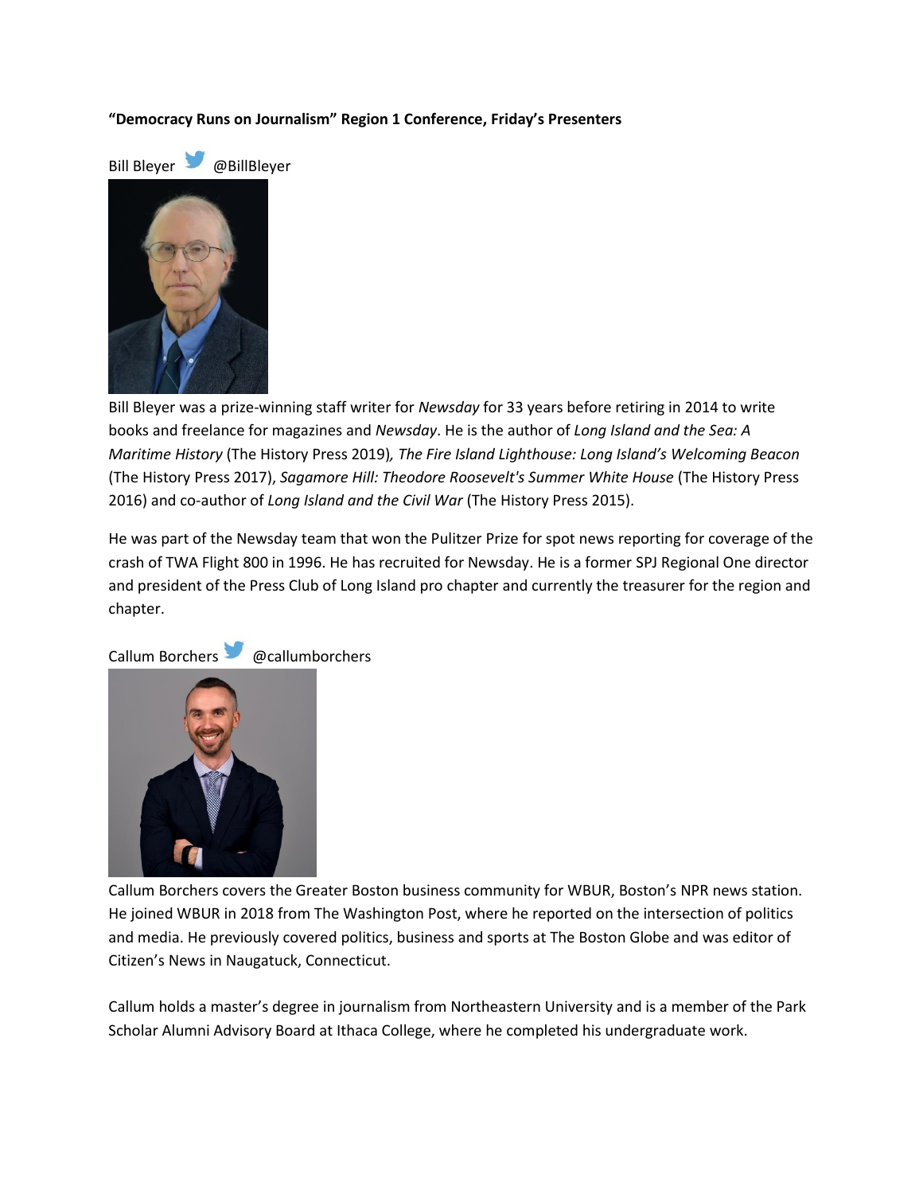**“Democracy Runs on Journalism” Region 1 Conference, Friday’s Presenters**

Bill Bleyer @BillBleyer

Bill Bleyer was a prize-winning staff writer for *Newsday* for 33 years before retiring in 2014 to write books and freelance for magazines and *Newsday*. He is the author of *Long Island and the Sea: A Maritime History* (The History Press 2019)*, The Fire Island Lighthouse: Long Island’s Welcoming Beacon* (The History Press 2017), *Sagamore Hill: Theodore Roosevelt's Summer White House* (The History Press 2016) and co-author of *Long Island and the Civil War* (The History Press 2015).

He was part of the Newsday team that won the Pulitzer Prize for spot news reporting for coverage of the crash of TWA Flight 800 in 1996. He has recruited for Newsday. He is a former SPJ Regional One director and president of the Press Club of Long Island pro chapter and currently the treasurer for the region and chapter.

Callum Borchers @callumborchers

Callum Borchers covers the Greater Boston business community for WBUR, Boston’s NPR news station. He joined WBUR in 2018 from The Washington Post, where he reported on the intersection of politics and media. He previously covered politics, business and sports at The Boston Globe and was editor of Citizen’s News in Naugatuck, Connecticut.

Callum holds a master’s degree in journalism from Northeastern University and is a member of the Park Scholar Alumni Advisory Board at Ithaca College, where he completed his undergraduate work.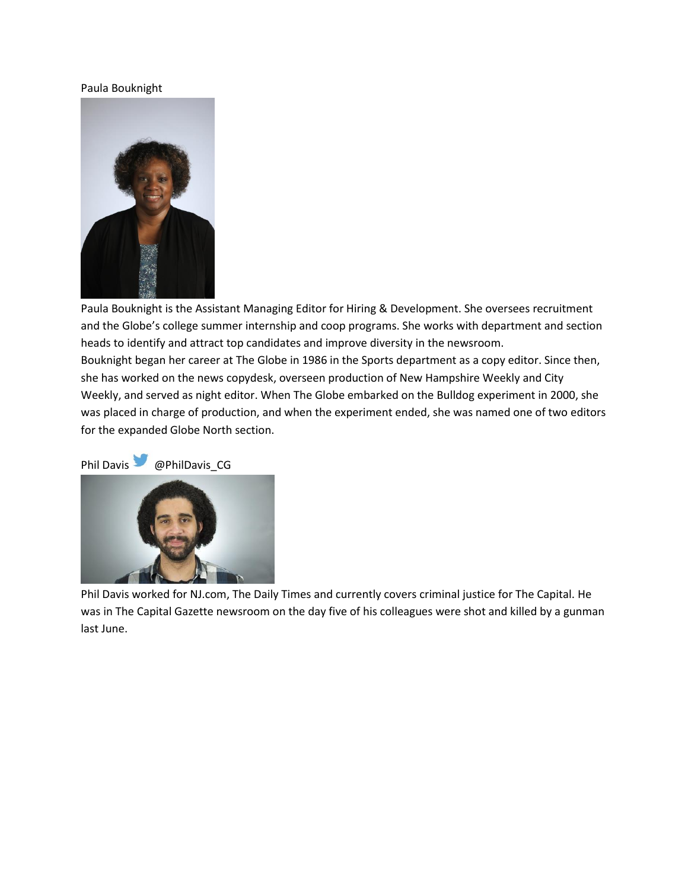Paula Bouknight

Paula Bouknight is the Assistant Managing Editor for Hiring & Development. She oversees recruitment and the Globe's college summer internship and coop programs. She works with department and section heads to identify and attract top candidates and improve diversity in the newsroom.
Bouknight began her career at The Globe in 1986 in the Sports department as a copy editor. Since then, she has worked on the news copydesk, overseen production of New Hampshire Weekly and City Weekly, and served as night editor. When The Globe embarked on the Bulldog experiment in 2000, she was placed in charge of production, and when the experiment ended, she was named one of two editors for the expanded Globe North section.

Phil Davis @PhilDavis_CG

Phil Davis worked for NJ.com, The Daily Times and currently covers criminal justice for The Capital. He was in The Capital Gazette newsroom on the day five of his colleagues were shot and killed by a gunman last June.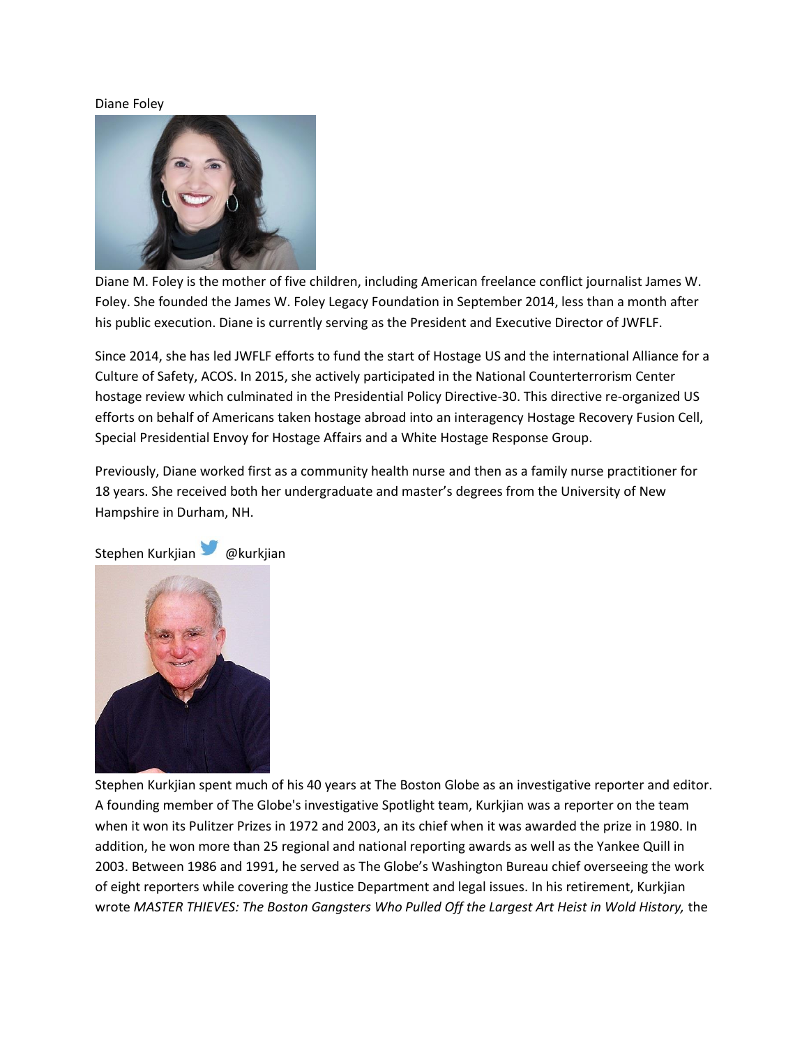Diane Foley

Diane M. Foley is the mother of five children, including American freelance conflict journalist James W. Foley. She founded the James W. Foley Legacy Foundation in September 2014, less than a month after his public execution. Diane is currently serving as the President and Executive Director of JWFLF.

Since 2014, she has led JWFLF efforts to fund the start of Hostage US and the international Alliance for a Culture of Safety, ACOS. In 2015, she actively participated in the National Counterterrorism Center hostage review which culminated in the Presidential Policy Directive-30. This directive re-organized US efforts on behalf of Americans taken hostage abroad into an interagency Hostage Recovery Fusion Cell, Special Presidential Envoy for Hostage Affairs and a White Hostage Response Group.

Previously, Diane worked first as a community health nurse and then as a family nurse practitioner for 18 years. She received both her undergraduate and master's degrees from the University of New Hampshire in Durham, NH.

Stephen Kurkjian @kurkjian

Stephen Kurkjian spent much of his 40 years at The Boston Globe as an investigative reporter and editor. A founding member of The Globe's investigative Spotlight team, Kurkjian was a reporter on the team when it won its Pulitzer Prizes in 1972 and 2003, an its chief when it was awarded the prize in 1980. In addition, he won more than 25 regional and national reporting awards as well as the Yankee Quill in 2003. Between 1986 and 1991, he served as The Globe's Washington Bureau chief overseeing the work of eight reporters while covering the Justice Department and legal issues. In his retirement, Kurkjian wrote *MASTER THIEVES: The Boston Gangsters Who Pulled Off the Largest Art Heist in Wold History,* the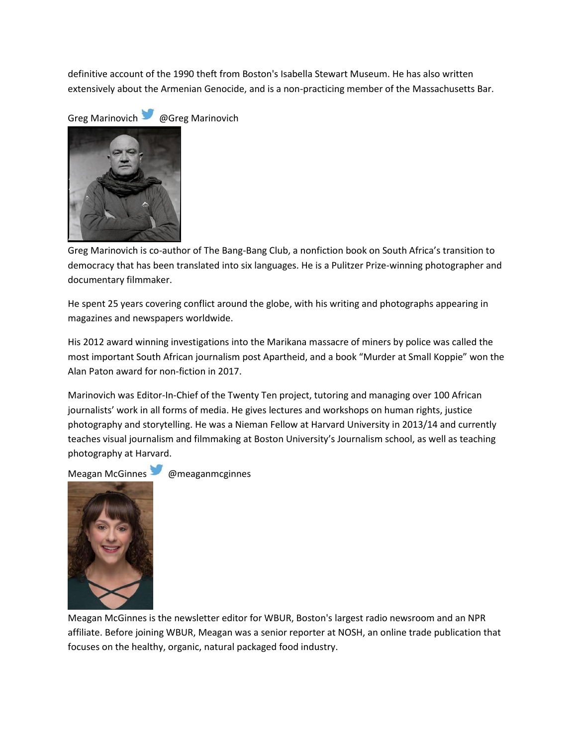definitive account of the 1990 theft from Boston's Isabella Stewart Museum. He has also written extensively about the Armenian Genocide, and is a non-practicing member of the Massachusetts Bar.

Greg Marinovich @Greg Marinovich

Greg Marinovich is co-author of The Bang-Bang Club, a nonfiction book on South Africa's transition to democracy that has been translated into six languages. He is a Pulitzer Prize-winning photographer and documentary filmmaker.

He spent 25 years covering conflict around the globe, with his writing and photographs appearing in magazines and newspapers worldwide.

His 2012 award winning investigations into the Marikana massacre of miners by police was called the most important South African journalism post Apartheid, and a book "Murder at Small Koppie" won the Alan Paton award for non-fiction in 2017.

Marinovich was Editor-In-Chief of the Twenty Ten project, tutoring and managing over 100 African journalists' work in all forms of media. He gives lectures and workshops on human rights, justice photography and storytelling. He was a Nieman Fellow at Harvard University in 2013/14 and currently teaches visual journalism and filmmaking at Boston University's Journalism school, as well as teaching photography at Harvard.

Meagan McGinnes @meaganmcginnes

Meagan McGinnes is the newsletter editor for WBUR, Boston's largest radio newsroom and an NPR affiliate. Before joining WBUR, Meagan was a senior reporter at NOSH, an online trade publication that focuses on the healthy, organic, natural packaged food industry.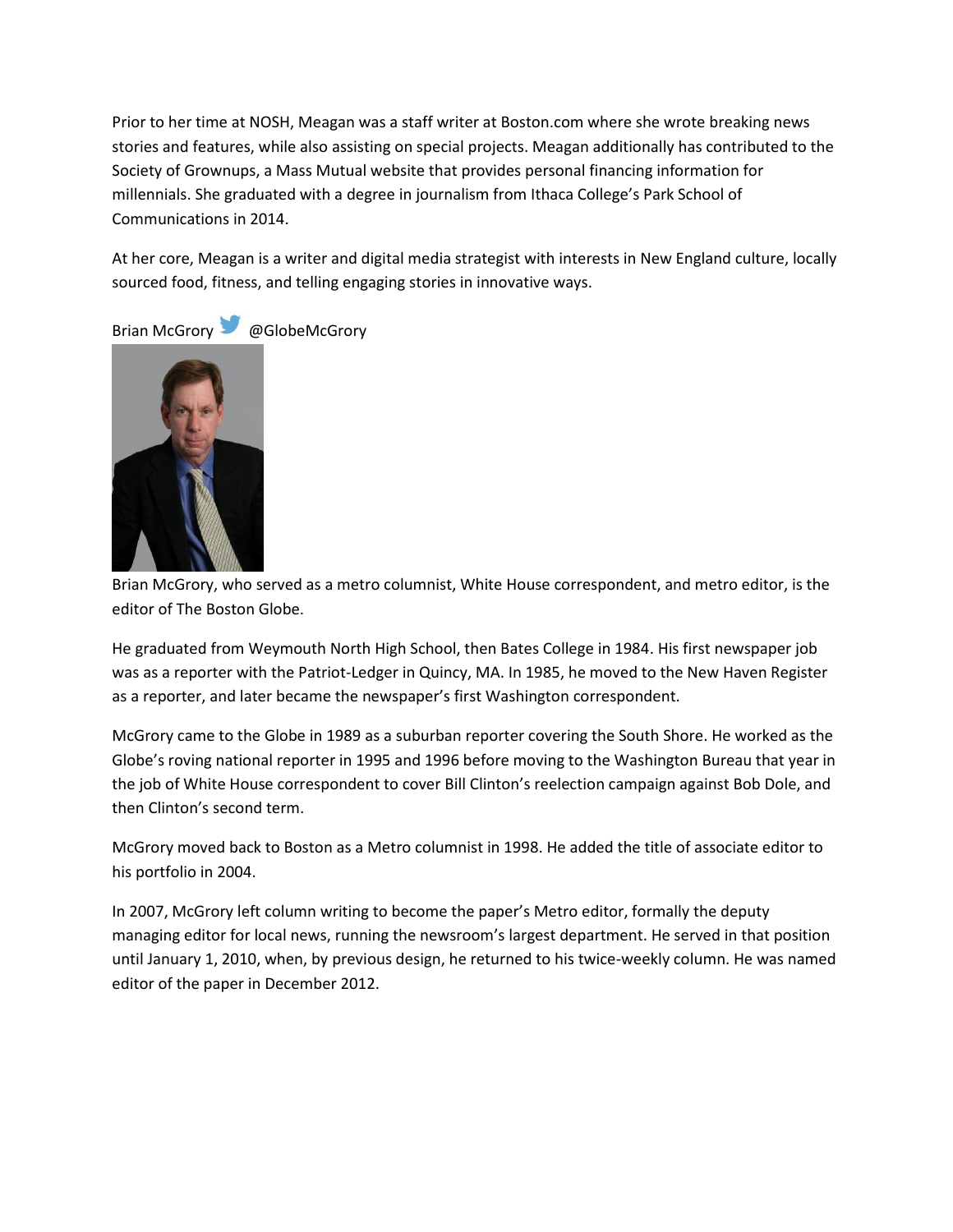Prior to her time at NOSH, Meagan was a staff writer at Boston.com where she wrote breaking news stories and features, while also assisting on special projects. Meagan additionally has contributed to the Society of Grownups, a Mass Mutual website that provides personal financing information for millennials. She graduated with a degree in journalism from Ithaca College's Park School of Communications in 2014.

At her core, Meagan is a writer and digital media strategist with interests in New England culture, locally sourced food, fitness, and telling engaging stories in innovative ways.

Brian McGrory @GlobeMcGrory

Brian McGrory, who served as a metro columnist, White House correspondent, and metro editor, is the editor of The Boston Globe.

He graduated from Weymouth North High School, then Bates College in 1984. His first newspaper job was as a reporter with the Patriot-Ledger in Quincy, MA. In 1985, he moved to the New Haven Register as a reporter, and later became the newspaper's first Washington correspondent.

McGrory came to the Globe in 1989 as a suburban reporter covering the South Shore. He worked as the Globe's roving national reporter in 1995 and 1996 before moving to the Washington Bureau that year in the job of White House correspondent to cover Bill Clinton's reelection campaign against Bob Dole, and then Clinton's second term.

McGrory moved back to Boston as a Metro columnist in 1998. He added the title of associate editor to his portfolio in 2004.

In 2007, McGrory left column writing to become the paper's Metro editor, formally the deputy managing editor for local news, running the newsroom's largest department. He served in that position until January 1, 2010, when, by previous design, he returned to his twice-weekly column. He was named editor of the paper in December 2012.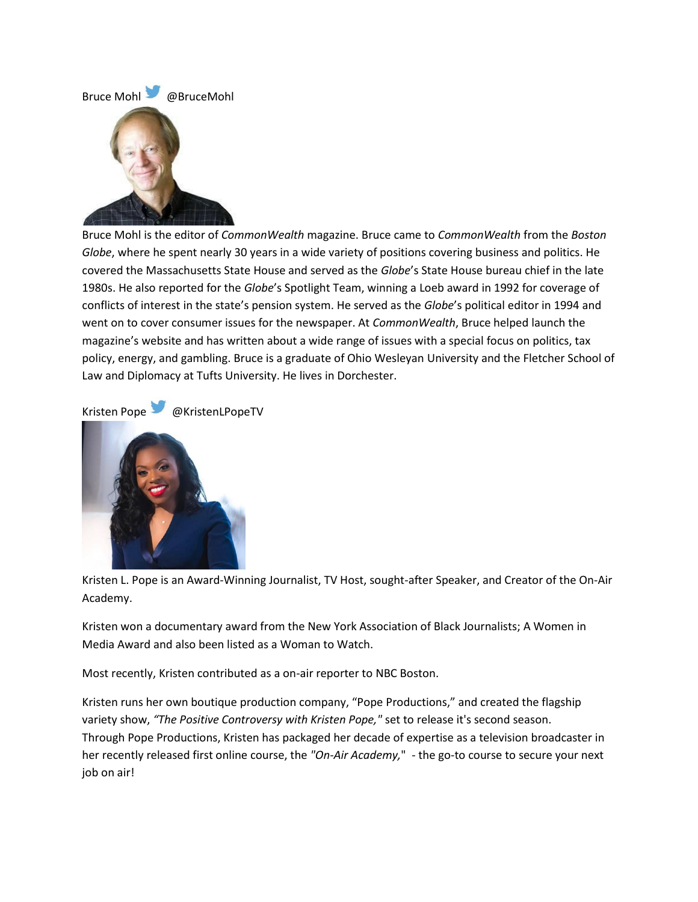Bruce Mohl @BruceMohl

Bruce Mohl is the editor of *CommonWealth* magazine. Bruce came to *CommonWealth* from the *Boston Globe*, where he spent nearly 30 years in a wide variety of positions covering business and politics. He covered the Massachusetts State House and served as the *Globe*'s State House bureau chief in the late 1980s. He also reported for the *Globe*'s Spotlight Team, winning a Loeb award in 1992 for coverage of conflicts of interest in the state's pension system. He served as the *Globe*'s political editor in 1994 and went on to cover consumer issues for the newspaper. At *CommonWealth*, Bruce helped launch the magazine's website and has written about a wide range of issues with a special focus on politics, tax policy, energy, and gambling. Bruce is a graduate of Ohio Wesleyan University and the Fletcher School of Law and Diplomacy at Tufts University. He lives in Dorchester.

Kristen Pope @KristenLPopeTV

Kristen L. Pope is an Award-Winning Journalist, TV Host, sought-after Speaker, and Creator of the On-Air Academy.

Kristen won a documentary award from the New York Association of Black Journalists; A Women in Media Award and also been listed as a Woman to Watch.

Most recently, Kristen contributed as a on-air reporter to NBC Boston.

Kristen runs her own boutique production company, "Pope Productions," and created the flagship variety show, *"The Positive Controversy with Kristen Pope,"* set to release it's second season. Through Pope Productions, Kristen has packaged her decade of expertise as a television broadcaster in her recently released first online course, the *"On-Air Academy,"* - the go-to course to secure your next job on air!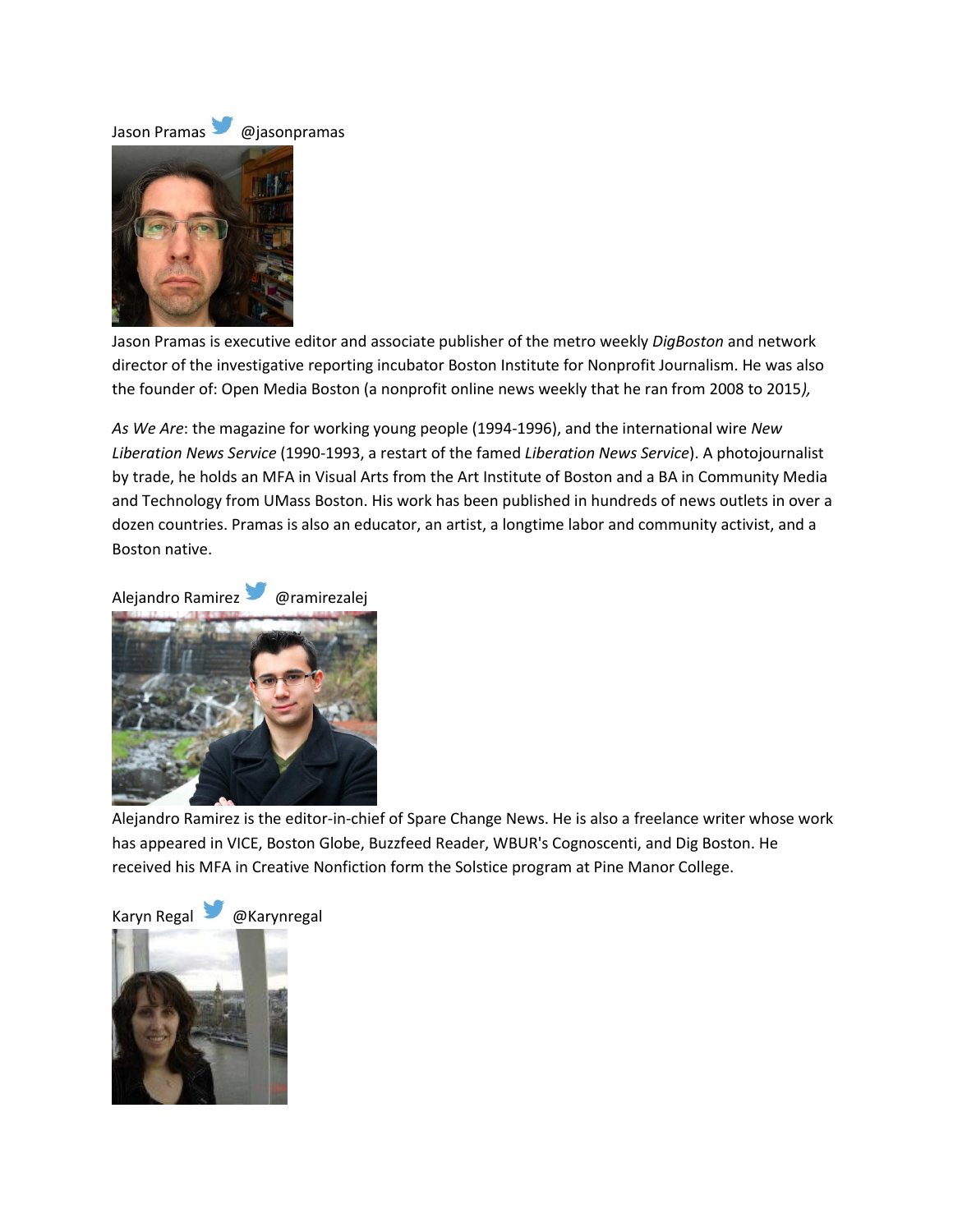Jason Pramas @jasonpramas

Jason Pramas is executive editor and associate publisher of the metro weekly *DigBoston* and network director of the investigative reporting incubator Boston Institute for Nonprofit Journalism. He was also the founder of: Open Media Boston (a nonprofit online news weekly that he ran from 2008 to 2015*),*

*As We Are*: the magazine for working young people (1994-1996), and the international wire *New Liberation News Service* (1990-1993, a restart of the famed *Liberation News Service*). A photojournalist by trade, he holds an MFA in Visual Arts from the Art Institute of Boston and a BA in Community Media and Technology from UMass Boston. His work has been published in hundreds of news outlets in over a dozen countries. Pramas is also an educator, an artist, a longtime labor and community activist, and a Boston native.

Alejandro Ramirez @ramirezalej

Alejandro Ramirez is the editor-in-chief of Spare Change News. He is also a freelance writer whose work has appeared in VICE, Boston Globe, Buzzfeed Reader, WBUR's Cognoscenti, and Dig Boston. He received his MFA in Creative Nonfiction form the Solstice program at Pine Manor College.

Karyn Regal @Karynregal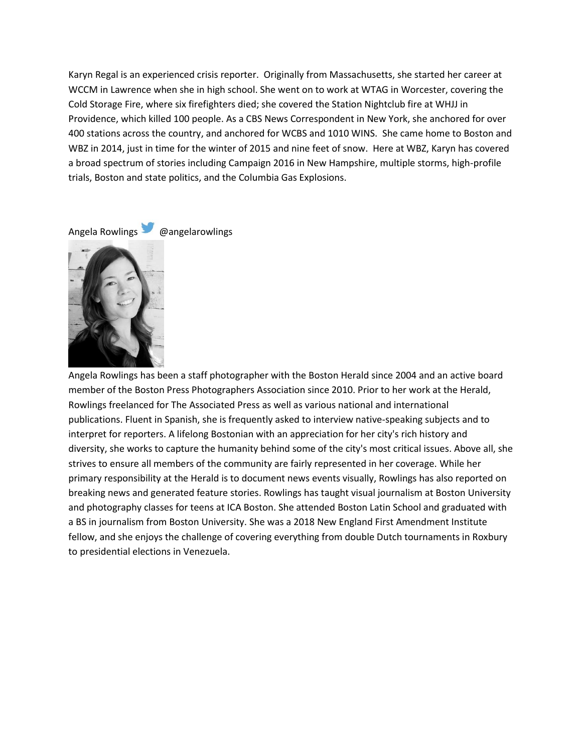Karyn Regal is an experienced crisis reporter.  Originally from Massachusetts, she started her career at WCCM in Lawrence when she in high school. She went on to work at WTAG in Worcester, covering the Cold Storage Fire, where six firefighters died; she covered the Station Nightclub fire at WHJJ in Providence, which killed 100 people. As a CBS News Correspondent in New York, she anchored for over 400 stations across the country, and anchored for WCBS and 1010 WINS.  She came home to Boston and WBZ in 2014, just in time for the winter of 2015 and nine feet of snow.  Here at WBZ, Karyn has covered a broad spectrum of stories including Campaign 2016 in New Hampshire, multiple storms, high-profile trials, Boston and state politics, and the Columbia Gas Explosions.

Angela Rowlings @angelarowlings

Angela Rowlings has been a staff photographer with the Boston Herald since 2004 and an active board member of the Boston Press Photographers Association since 2010. Prior to her work at the Herald, Rowlings freelanced for The Associated Press as well as various national and international publications. Fluent in Spanish, she is frequently asked to interview native-speaking subjects and to interpret for reporters. A lifelong Bostonian with an appreciation for her city's rich history and diversity, she works to capture the humanity behind some of the city's most critical issues. Above all, she strives to ensure all members of the community are fairly represented in her coverage. While her primary responsibility at the Herald is to document news events visually, Rowlings has also reported on breaking news and generated feature stories. Rowlings has taught visual journalism at Boston University and photography classes for teens at ICA Boston. She attended Boston Latin School and graduated with a BS in journalism from Boston University. She was a 2018 New England First Amendment Institute fellow, and she enjoys the challenge of covering everything from double Dutch tournaments in Roxbury to presidential elections in Venezuela.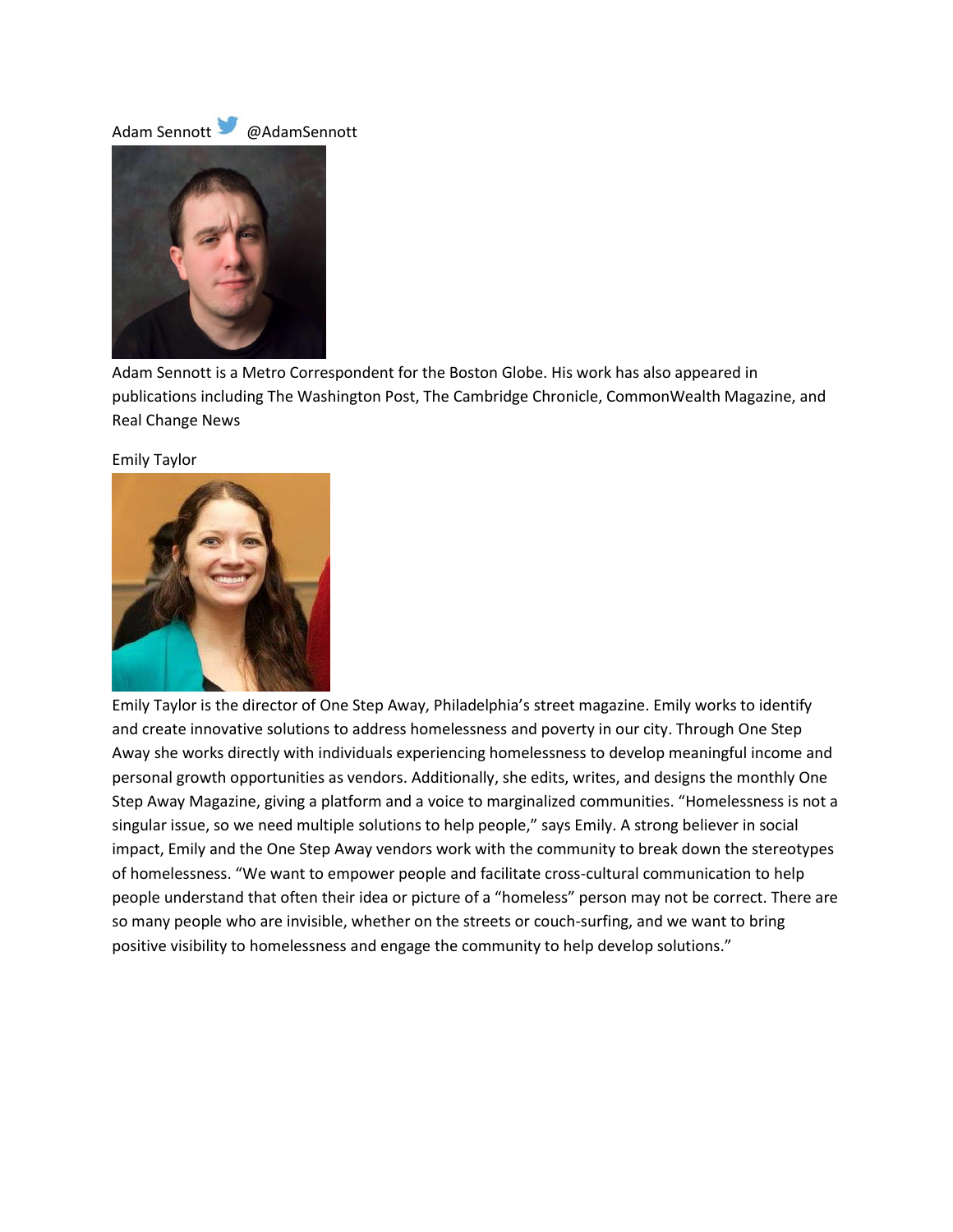Adam Sennott @AdamSennott

Adam Sennott is a Metro Correspondent for the Boston Globe. His work has also appeared in publications including The Washington Post, The Cambridge Chronicle, CommonWealth Magazine, and Real Change News

Emily Taylor

Emily Taylor is the director of One Step Away, Philadelphia's street magazine. Emily works to identify and create innovative solutions to address homelessness and poverty in our city. Through One Step Away she works directly with individuals experiencing homelessness to develop meaningful income and personal growth opportunities as vendors. Additionally, she edits, writes, and designs the monthly One Step Away Magazine, giving a platform and a voice to marginalized communities. "Homelessness is not a singular issue, so we need multiple solutions to help people," says Emily. A strong believer in social impact, Emily and the One Step Away vendors work with the community to break down the stereotypes of homelessness. "We want to empower people and facilitate cross-cultural communication to help people understand that often their idea or picture of a "homeless" person may not be correct. There are so many people who are invisible, whether on the streets or couch-surfing, and we want to bring positive visibility to homelessness and engage the community to help develop solutions."